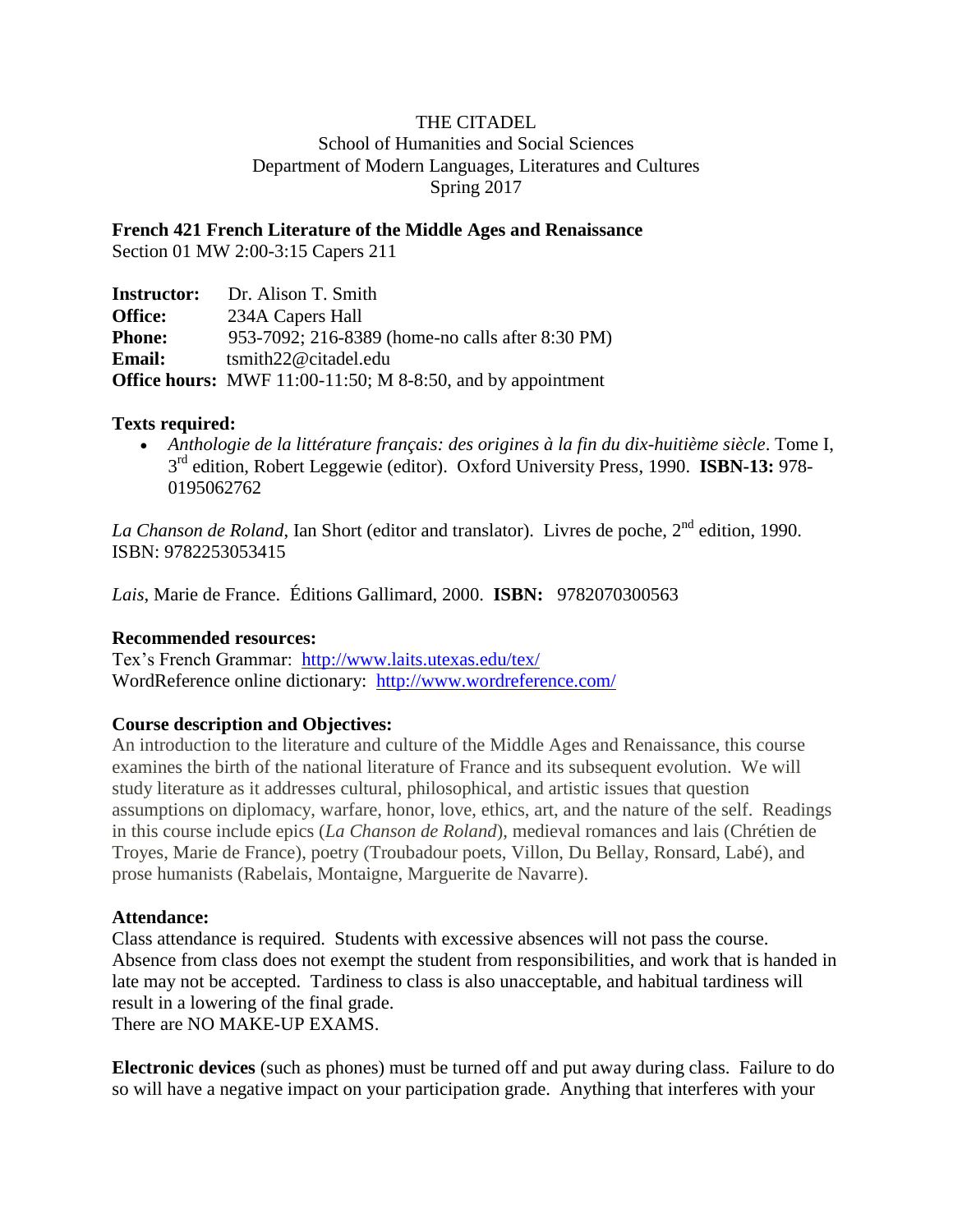THE CITADEL
School of Humanities and Social Sciences
Department of Modern Languages, Literatures and Cultures
Spring 2017

**French 421 French Literature of the Middle Ages and Renaissance**
Section 01 MW 2:00-3:15 Capers 211

**Instructor:** Dr. Alison T. Smith
**Office:** 234A Capers Hall
**Phone:** 953-7092; 216-8389 (home-no calls after 8:30 PM)
**Email:** tsmith22@citadel.edu
**Office hours:** MWF 11:00-11:50; M 8-8:50, and by appointment

**Texts required:**

- *Anthologie de la littérature français: des origines à la fin du dix-huitième siècle*. Tome I, 3rd edition, Robert Leggewie (editor). Oxford University Press, 1990. **ISBN-13:** 978-0195062762

*La Chanson de Roland*, Ian Short (editor and translator). Livres de poche, 2nd edition, 1990. ISBN: 9782253053415

*Lais*, Marie de France. Éditions Gallimard, 2000. **ISBN:** 9782070300563

**Recommended resources:**
Tex's French Grammar: http://www.laits.utexas.edu/tex/
WordReference online dictionary: http://www.wordreference.com/

**Course description and Objectives:**
An introduction to the literature and culture of the Middle Ages and Renaissance, this course examines the birth of the national literature of France and its subsequent evolution. We will study literature as it addresses cultural, philosophical, and artistic issues that question assumptions on diplomacy, warfare, honor, love, ethics, art, and the nature of the self. Readings in this course include epics (*La Chanson de Roland*), medieval romances and lais (Chrétien de Troyes, Marie de France), poetry (Troubadour poets, Villon, Du Bellay, Ronsard, Labé), and prose humanists (Rabelais, Montaigne, Marguerite de Navarre).

**Attendance:**
Class attendance is required. Students with excessive absences will not pass the course. Absence from class does not exempt the student from responsibilities, and work that is handed in late may not be accepted. Tardiness to class is also unacceptable, and habitual tardiness will result in a lowering of the final grade.
There are NO MAKE-UP EXAMS.

**Electronic devices** (such as phones) must be turned off and put away during class. Failure to do so will have a negative impact on your participation grade. Anything that interferes with your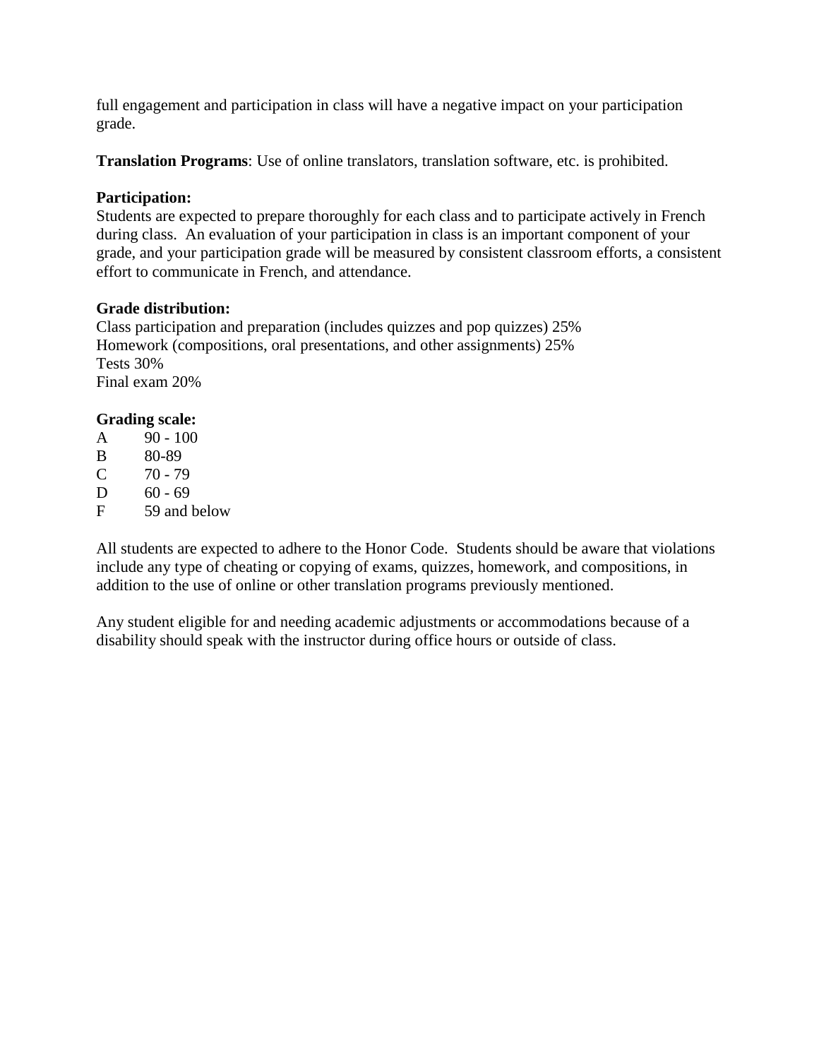full engagement and participation in class will have a negative impact on your participation grade.

**Translation Programs**: Use of online translators, translation software, etc. is prohibited.

**Participation:**
Students are expected to prepare thoroughly for each class and to participate actively in French during class. An evaluation of your participation in class is an important component of your grade, and your participation grade will be measured by consistent classroom efforts, a consistent effort to communicate in French, and attendance.

**Grade distribution:**
Class participation and preparation (includes quizzes and pop quizzes) 25%
Homework (compositions, oral presentations, and other assignments) 25%
Tests 30%
Final exam 20%

**Grading scale:**

| | |
|---|---|
| A | 90 - 100 |
| B | 80-89 |
| C | 70 - 79 |
| D | 60 - 69 |
| F | 59 and below |

All students are expected to adhere to the Honor Code. Students should be aware that violations include any type of cheating or copying of exams, quizzes, homework, and compositions, in addition to the use of online or other translation programs previously mentioned.

Any student eligible for and needing academic adjustments or accommodations because of a disability should speak with the instructor during office hours or outside of class.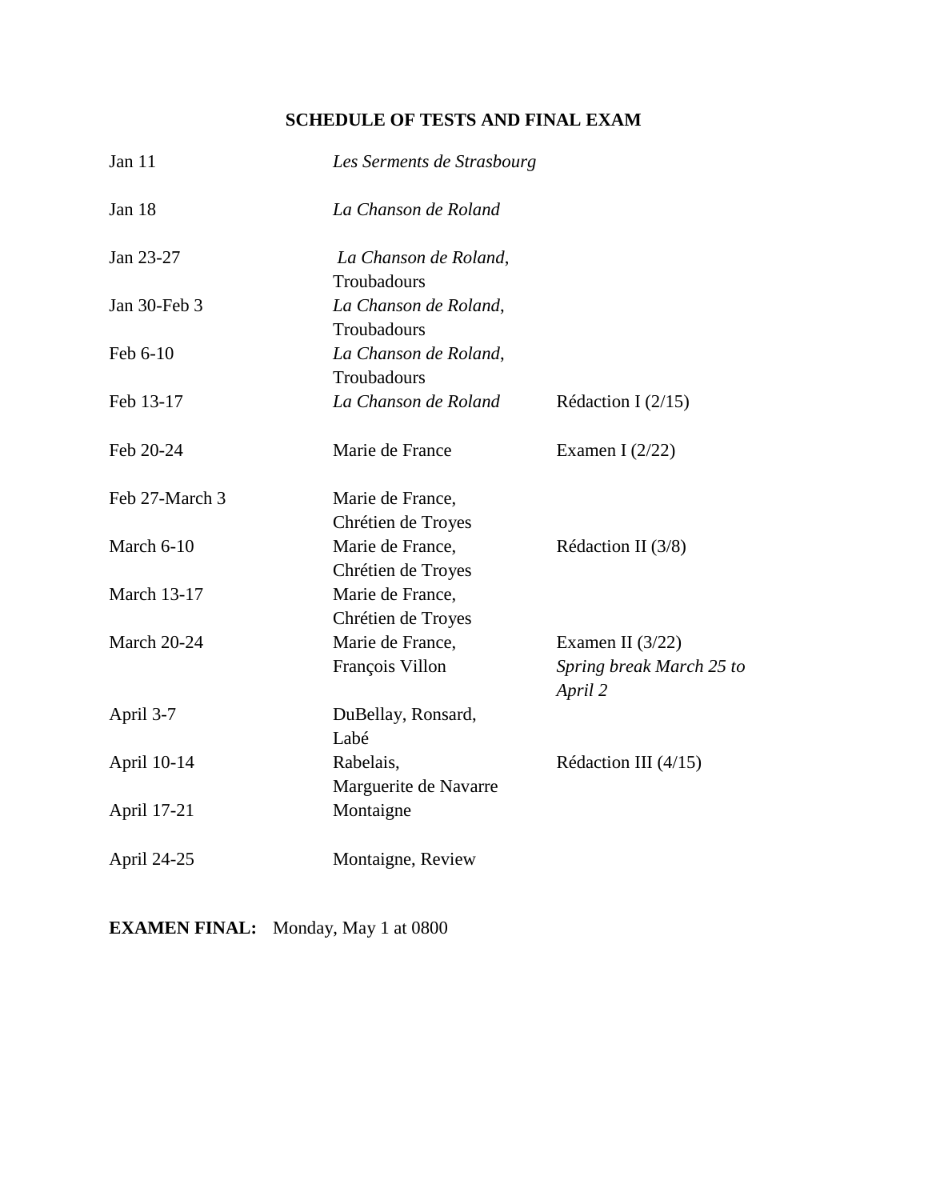**SCHEDULE OF TESTS AND FINAL EXAM**

| | | |
|---|---|---|
| Jan 11 | *Les Serments de Strasbourg* | |
| Jan 18 | *La Chanson de Roland* | |
| Jan 23-27 | *La Chanson de Roland*, Troubadours | |
| Jan 30-Feb 3 | *La Chanson de Roland*, Troubadours | |
| Feb 6-10 | *La Chanson de Roland*, Troubadours | |
| Feb 13-17 | *La Chanson de Roland* | Rédaction I (2/15) |
| Feb 20-24 | Marie de France | Examen I (2/22) |
| Feb 27-March 3 | Marie de France, Chrétien de Troyes | |
| March 6-10 | Marie de France, Chrétien de Troyes | Rédaction II (3/8) |
| March 13-17 | Marie de France, Chrétien de Troyes | |
| March 20-24 | Marie de France, François Villon | Examen II (3/22) *Spring break March 25 to April 2* |
| April 3-7 | DuBellay, Ronsard, Labé | |
| April 10-14 | Rabelais, Marguerite de Navarre | Rédaction III (4/15) |
| April 17-21 | Montaigne | |
| April 24-25 | Montaigne, Review | |

**EXAMEN FINAL:** Monday, May 1 at 0800